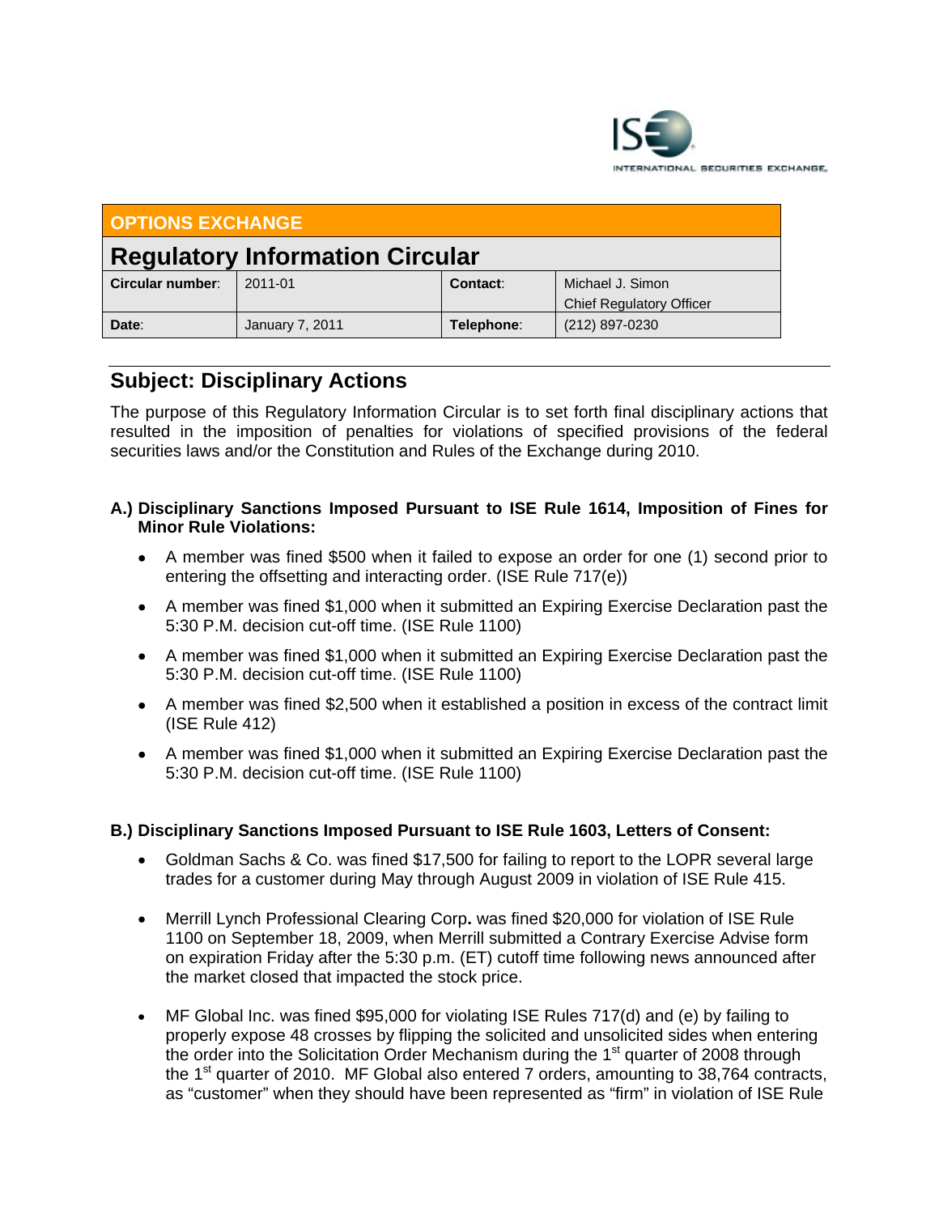INTERNATIONAL SECURITIES EXCHANGE

| OPTIONS EXCHANGE | | | |
|---|---|---|---|
| **Regulatory Information Circular** | | | |
| **Circular number**: | 2011-01 | **Contact**: | Michael J. Simon<br>Chief Regulatory Officer |
| **Date**: | January 7, 2011 | **Telephone**: | (212) 897-0230 |

## Subject: Disciplinary Actions

The purpose of this Regulatory Information Circular is to set forth final disciplinary actions that resulted in the imposition of penalties for violations of specified provisions of the federal securities laws and/or the Constitution and Rules of the Exchange during 2010.

**A.) Disciplinary Sanctions Imposed Pursuant to ISE Rule 1614, Imposition of Fines for Minor Rule Violations:**

- A member was fined $500 when it failed to expose an order for one (1) second prior to entering the offsetting and interacting order. (ISE Rule 717(e))
- A member was fined $1,000 when it submitted an Expiring Exercise Declaration past the 5:30 P.M. decision cut-off time. (ISE Rule 1100)
- A member was fined $1,000 when it submitted an Expiring Exercise Declaration past the 5:30 P.M. decision cut-off time. (ISE Rule 1100)
- A member was fined $2,500 when it established a position in excess of the contract limit (ISE Rule 412)
- A member was fined $1,000 when it submitted an Expiring Exercise Declaration past the 5:30 P.M. decision cut-off time. (ISE Rule 1100)

**B.) Disciplinary Sanctions Imposed Pursuant to ISE Rule 1603, Letters of Consent:**

- Goldman Sachs & Co. was fined $17,500 for failing to report to the LOPR several large trades for a customer during May through August 2009 in violation of ISE Rule 415.
- Merrill Lynch Professional Clearing Corp**.** was fined $20,000 for violation of ISE Rule 1100 on September 18, 2009, when Merrill submitted a Contrary Exercise Advise form on expiration Friday after the 5:30 p.m. (ET) cutoff time following news announced after the market closed that impacted the stock price.
- MF Global Inc. was fined $95,000 for violating ISE Rules 717(d) and (e) by failing to properly expose 48 crosses by flipping the solicited and unsolicited sides when entering the order into the Solicitation Order Mechanism during the 1st quarter of 2008 through the 1st quarter of 2010. MF Global also entered 7 orders, amounting to 38,764 contracts, as "customer" when they should have been represented as "firm" in violation of ISE Rule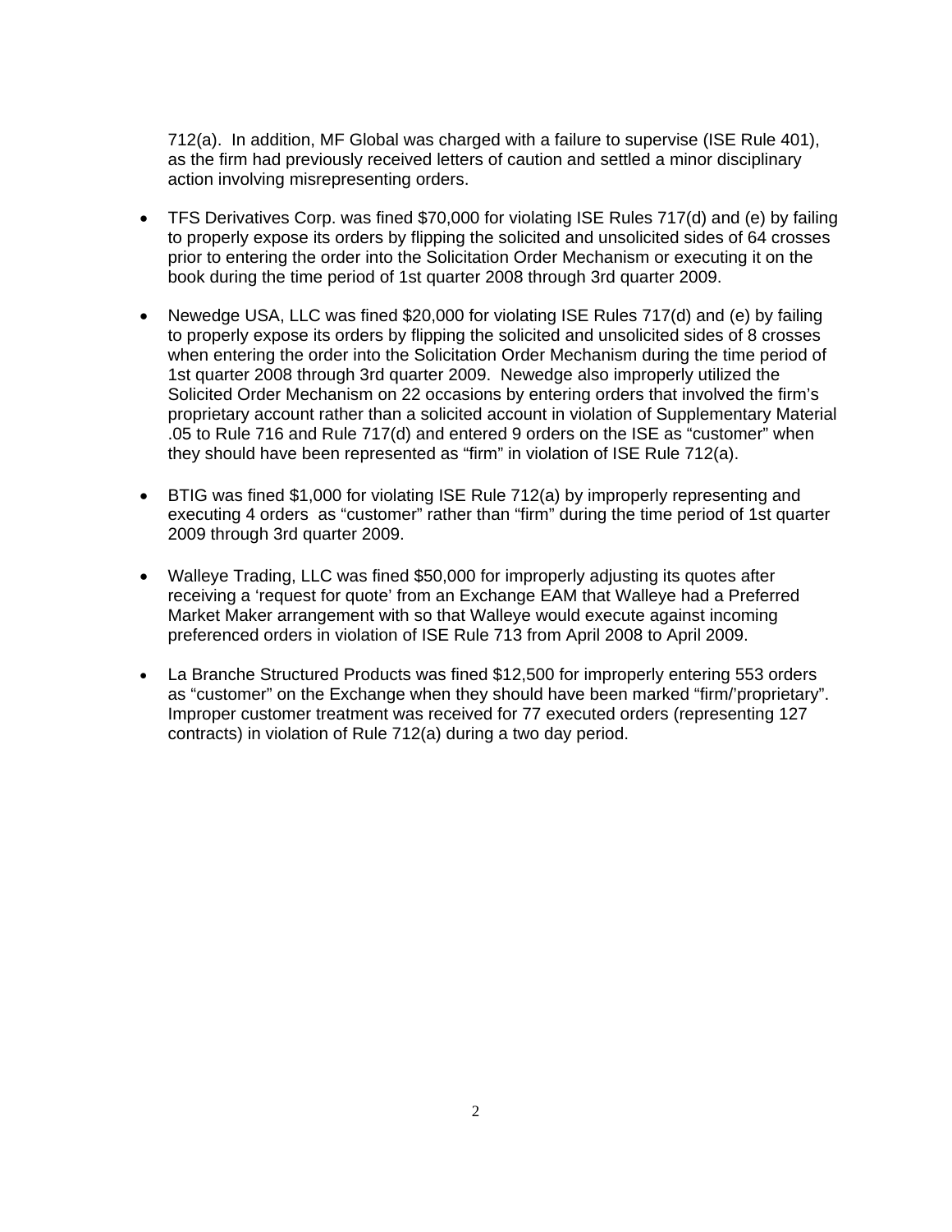712(a). In addition, MF Global was charged with a failure to supervise (ISE Rule 401), as the firm had previously received letters of caution and settled a minor disciplinary action involving misrepresenting orders.

- TFS Derivatives Corp. was fined $70,000 for violating ISE Rules 717(d) and (e) by failing to properly expose its orders by flipping the solicited and unsolicited sides of 64 crosses prior to entering the order into the Solicitation Order Mechanism or executing it on the book during the time period of 1st quarter 2008 through 3rd quarter 2009.

- Newedge USA, LLC was fined $20,000 for violating ISE Rules 717(d) and (e) by failing to properly expose its orders by flipping the solicited and unsolicited sides of 8 crosses when entering the order into the Solicitation Order Mechanism during the time period of 1st quarter 2008 through 3rd quarter 2009. Newedge also improperly utilized the Solicited Order Mechanism on 22 occasions by entering orders that involved the firm's proprietary account rather than a solicited account in violation of Supplementary Material .05 to Rule 716 and Rule 717(d) and entered 9 orders on the ISE as "customer" when they should have been represented as "firm" in violation of ISE Rule 712(a).

- BTIG was fined $1,000 for violating ISE Rule 712(a) by improperly representing and executing 4 orders as "customer" rather than "firm" during the time period of 1st quarter 2009 through 3rd quarter 2009.

- Walleye Trading, LLC was fined $50,000 for improperly adjusting its quotes after receiving a 'request for quote' from an Exchange EAM that Walleye had a Preferred Market Maker arrangement with so that Walleye would execute against incoming preferenced orders in violation of ISE Rule 713 from April 2008 to April 2009.

- La Branche Structured Products was fined $12,500 for improperly entering 553 orders as "customer" on the Exchange when they should have been marked "firm/'proprietary". Improper customer treatment was received for 77 executed orders (representing 127 contracts) in violation of Rule 712(a) during a two day period.